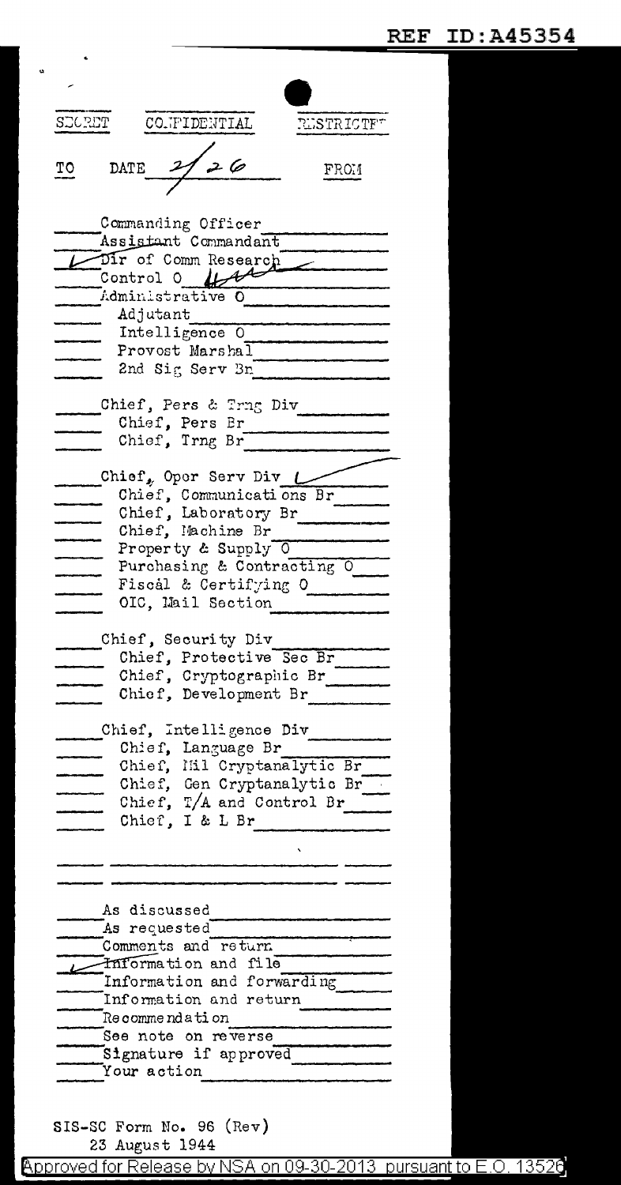REF ID:A45354

SECRET | CONFIDENTIAL | RESTRICTED

TO | DATE 2/26 | FROM

- ___ Commanding Officer ___
- ___ Assistant Commandant ___
- ✓ Dir of Comm Research ___
- ___ Control O ___
- ___ Administrative O ___
  - ___ Adjutant ___
  - ___ Intelligence O ___
  - ___ Provost Marshal ___
  - ___ 2nd Sig Serv Bn ___

- ___ Chief, Pers & Trng Div ___
  - ___ Chief, Pers Br ___
  - ___ Chief, Trng Br ___

- ___ Chief, Oper Serv Div ✓
  - ___ Chief, Communications Br ___
  - ___ Chief, Laboratory Br ___
  - ___ Chief, Machine Br ___
  - ___ Property & Supply O ___
  - ___ Purchasing & Contracting O ___
  - ___ Fiscal & Certifying O ___
  - ___ OIC, Mail Section ___

- ___ Chief, Security Div ___
  - ___ Chief, Protective Sec Br ___
  - ___ Chief, Cryptographic Br ___
  - ___ Chief, Development Br ___

- ___ Chief, Intelligence Div ___
  - ___ Chief, Language Br ___
  - ___ Chief, Mil Cryptanalytic Br ___
  - ___ Chief, Gen Cryptanalytic Br ___
  - ___ Chief, T/A and Control Br ___
  - ___ Chief, I & L Br ___

- ___ As discussed
- ___ As requested
- ___ Comments and return
- ✓ Information and file
- ___ Information and forwarding
- ___ Information and return
- ___ Recommendation
- ___ See note on reverse
- ___ Signature if approved
- ___ Your action

SIS-SC Form No. 96 (Rev)
23 August 1944

Approved for Release by NSA on 09-30-2013 pursuant to E.O. 13526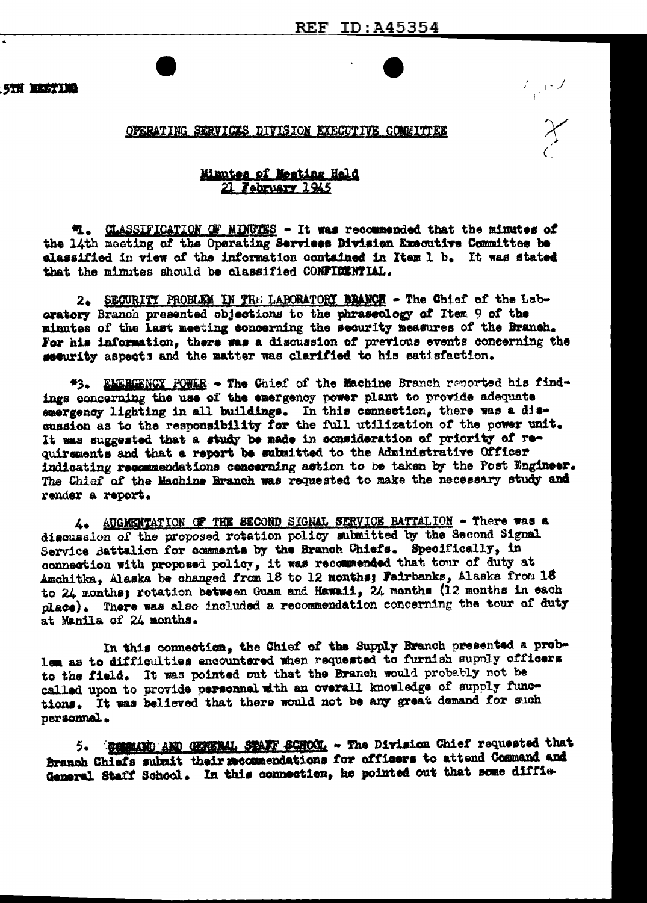REF ID:A45354

5TH MEETING

OPERATING SERVICES DIVISION EXECUTIVE COMMITTEE

Minutes of Meeting Held
21 February 1945

*1. CLASSIFICATION OF MINUTES - It was recommended that the minutes of the 14th meeting of the Operating Services Division Executive Committee be classified in view of the information contained in Item 1 b. It was stated that the minutes should be classified CONFIDENTIAL.

2. SECURITY PROBLEM IN THE LABORATORY BRANCH - The Chief of the Laboratory Branch presented objections to the phraseology of Item 9 of the minutes of the last meeting concerning the security measures of the Branch. For his information, there was a discussion of previous events concerning the security aspects and the matter was clarified to his satisfaction.

*3. EMERGENCY POWER - The Chief of the Machine Branch reported his findings concerning the use of the emergency power plant to provide adequate emergency lighting in all buildings. In this connection, there was a discussion as to the responsibility for the full utilization of the power unit. It was suggested that a study be made in consideration of priority of requirements and that a report be submitted to the Administrative Officer indicating recommendations concerning action to be taken by the Post Engineer. The Chief of the Machine Branch was requested to make the necessary study and render a report.

4. AUGMENTATION OF THE SECOND SIGNAL SERVICE BATTALION - There was a discussion of the proposed rotation policy submitted by the Second Signal Service Battalion for comments by the Branch Chiefs. Specifically, in connection with proposed policy, it was recommended that tour of duty at Amchitka, Alaska be changed from 18 to 12 months; Fairbanks, Alaska from 18 to 24 months; rotation between Guam and Hawaii, 24 months (12 months in each place). There was also included a recommendation concerning the tour of duty at Manila of 24 months.

In this connection, the Chief of the Supply Branch presented a problem as to difficulties encountered when requested to furnish supply officers to the field. It was pointed out that the Branch would probably not be called upon to provide personnel with an overall knowledge of supply functions. It was believed that there would not be any great demand for such personnel.

5. COMMAND AND GENERAL STAFF SCHOOL - The Division Chief requested that Branch Chiefs submit their recommendations for officers to attend Command and General Staff School. In this connection, he pointed out that some diffi-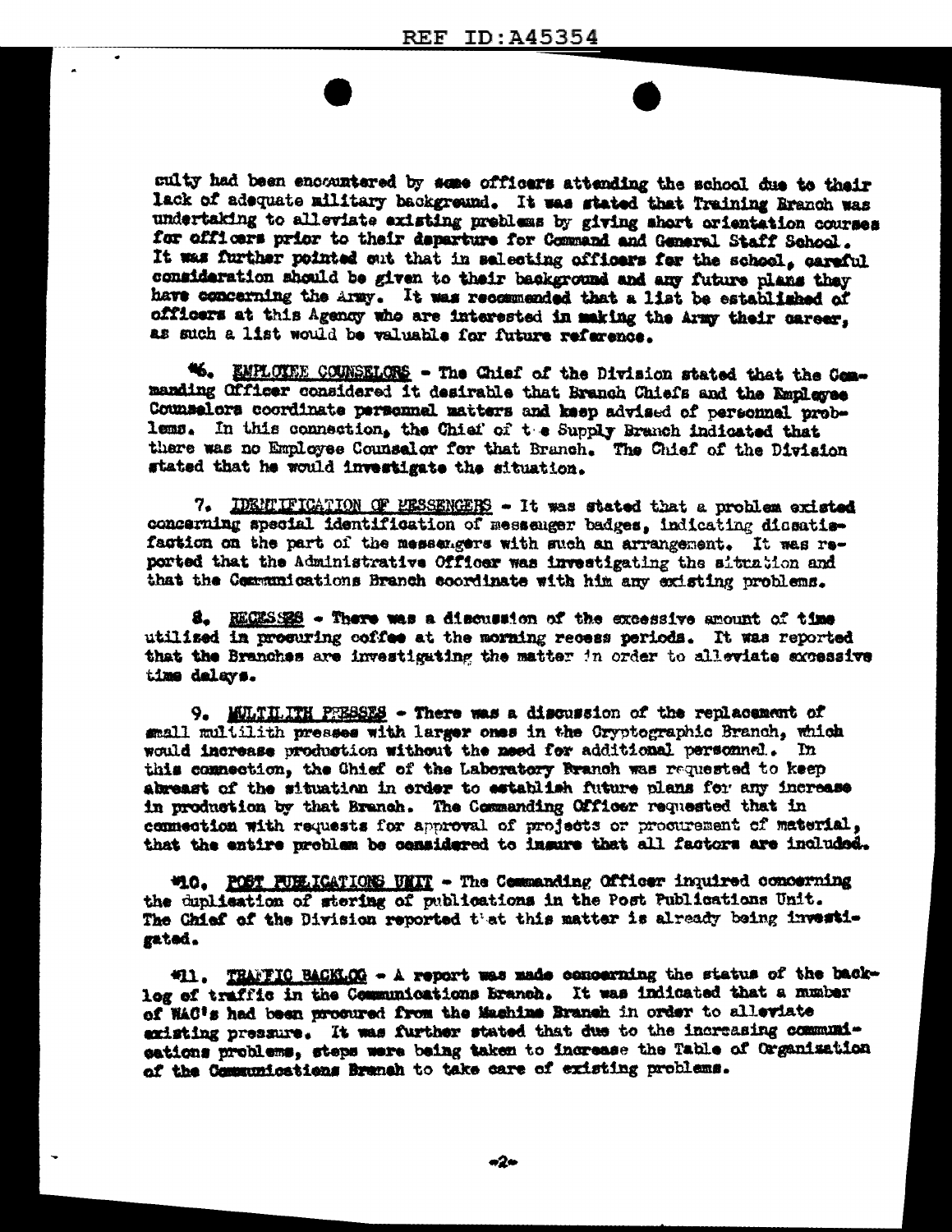culty had been encountered by some officers attending the school due to their lack of adequate military background. It was stated that Training Branch was undertaking to alleviate existing problems by giving short orientation courses for officers prior to their departure for Command and General Staff School. It was further pointed out that in selecting officers for the school, careful consideration should be given to their background and any future plans they have concerning the Army. It was recommended that a list be established of officers at this Agency who are interested in making the Army their career, as such a list would be valuable for future reference.

*6. EMPLOYEE COUNSELORS - The Chief of the Division stated that the Commanding Officer considered it desirable that Branch Chiefs and the Employee Counselors coordinate personnel matters and keep advised of personnel problems. In this connection, the Chief of the Supply Branch indicated that there was no Employee Counselor for that Branch. The Chief of the Division stated that he would investigate the situation.

7. IDENTIFICATION OF MESSENGERS - It was stated that a problem existed concerning special identification of messenger badges, indicating dissatisfaction on the part of the messengers with such an arrangement. It was reported that the Administrative Officer was investigating the situation and that the Communications Branch coordinate with him any existing problems.

8. RECESSES - There was a discussion of the excessive amount of time utilized in procuring coffee at the morning recess periods. It was reported that the Branches are investigating the matter in order to alleviate excessive time delays.

9. MULTILITH PRESSES - There was a discussion of the replacement of small multilith presses with larger ones in the Cryptographic Branch, which would increase production without the need for additional personnel. In this connection, the Chief of the Laboratory Branch was requested to keep abreast of the situation in order to establish future plans for any increase in production by that Branch. The Commanding Officer requested that in connection with requests for approval of projects or procurement of material, that the entire problem be considered to insure that all factors are included.

*10. POST PUBLICATIONS UNIT - The Commanding Officer inquired concerning the duplication of storing of publications in the Post Publications Unit. The Chief of the Division reported that this matter is already being investigated.

*11. TRAFFIC BACKLOG - A report was made concerning the status of the backlog of traffic in the Communications Branch. It was indicated that a number of WAC's had been procured from the Machine Branch in order to alleviate existing pressure. It was further stated that due to the increasing communications problems, steps were being taken to increase the Table of Organization of the Communications Branch to take care of existing problems.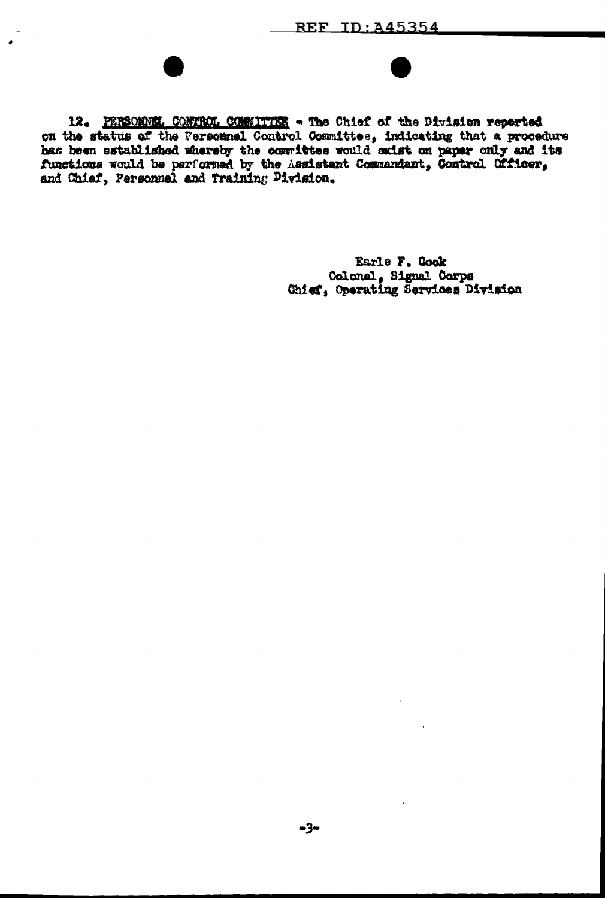12. PERSONNEL CONTROL COMMITTEE - The Chief of the Division reported on the status of the Personnel Control Committee, indicating that a procedure has been established whereby the committee would exist on paper only and its functions would be performed by the Assistant Commandant, Control Officer, and Chief, Personnel and Training Division.

Earle F. Cook
Colonel, Signal Corps
Chief, Operating Services Division